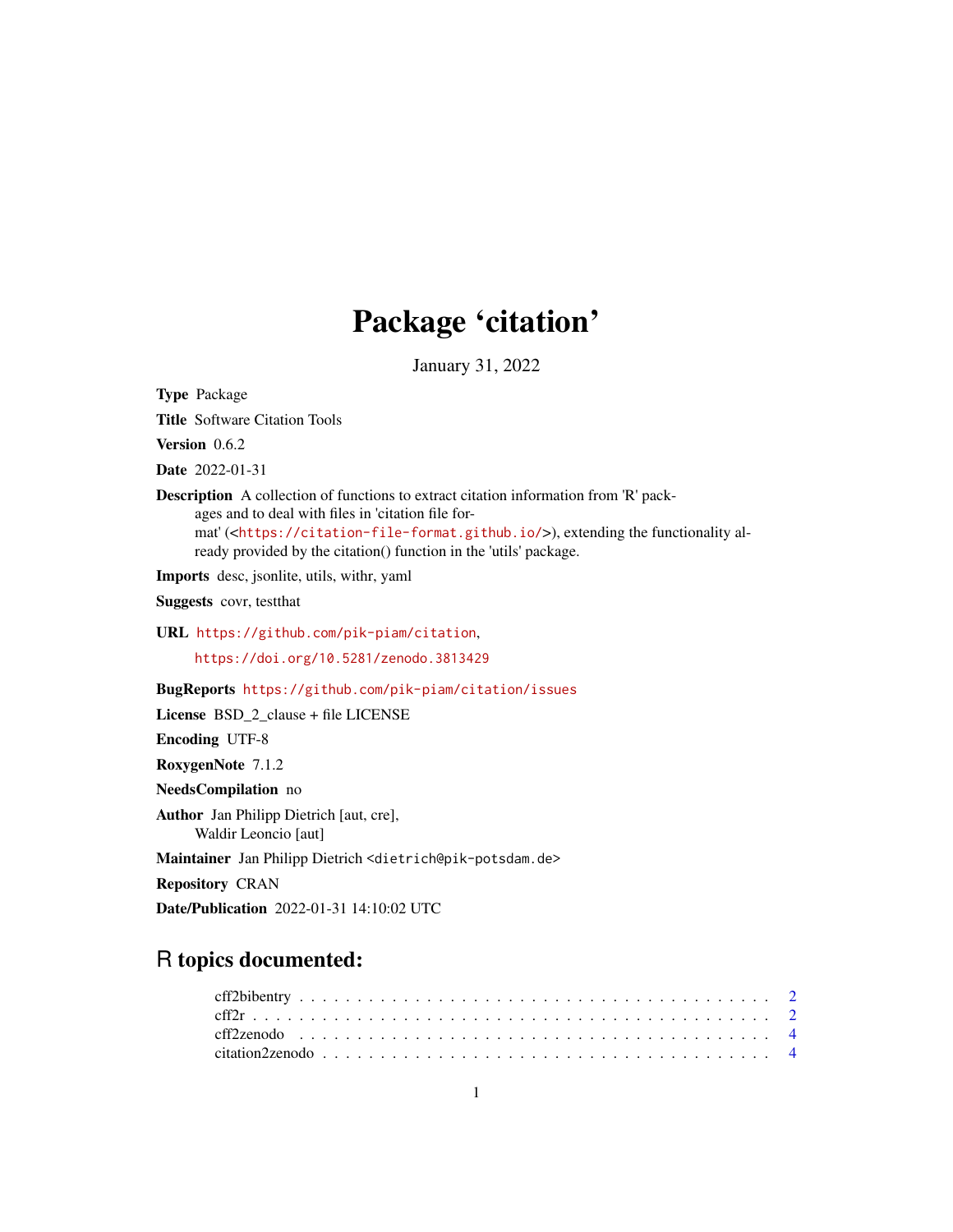# Package 'citation'

January 31, 2022

**Type** Package

**Title** Software Citation Tools

**Version** 0.6.2

**Date** 2022-01-31

**Description** A collection of functions to extract citation information from 'R' packages and to deal with files in 'citation file format' (<https://citation-file-format.github.io/>), extending the functionality already provided by the citation() function in the 'utils' package.

**Imports** desc, jsonlite, utils, withr, yaml

**Suggests** covr, testthat

**URL** https://github.com/pik-piam/citation,
https://doi.org/10.5281/zenodo.3813429

**BugReports** https://github.com/pik-piam/citation/issues

**License** BSD_2_clause + file LICENSE

**Encoding** UTF-8

**RoxygenNote** 7.1.2

**NeedsCompilation** no

**Author** Jan Philipp Dietrich [aut, cre],
Waldir Leoncio [aut]

**Maintainer** Jan Philipp Dietrich <dietrich@pik-potsdam.de>

**Repository** CRAN

**Date/Publication** 2022-01-31 14:10:02 UTC

## R topics documented:

cff2bibentry . . . . . . . . . . . . . . . . . . . . . . . . . . . . . . . . . . . . . . . . 2
cff2r . . . . . . . . . . . . . . . . . . . . . . . . . . . . . . . . . . . . . . . . . . . . 2
cff2zenodo . . . . . . . . . . . . . . . . . . . . . . . . . . . . . . . . . . . . . . . . . 4
citation2zenodo . . . . . . . . . . . . . . . . . . . . . . . . . . . . . . . . . . . . . . 4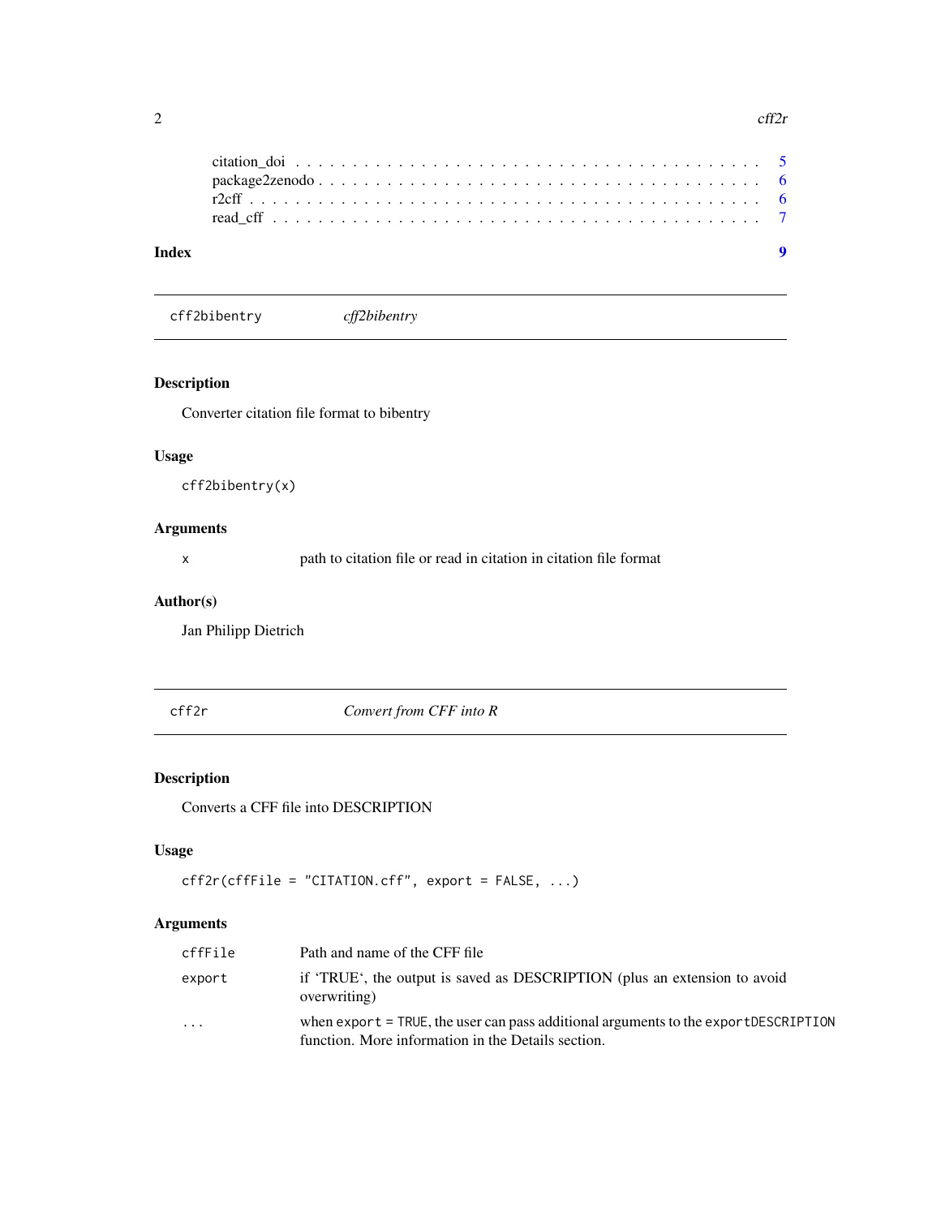citation_doi . . . . . . . . . . . . . . . . . . . . . . . . . . . . . . . . . . . . . . 5
package2zenodo . . . . . . . . . . . . . . . . . . . . . . . . . . . . . . . . . . . . . 6
r2cff . . . . . . . . . . . . . . . . . . . . . . . . . . . . . . . . . . . . . . . . . . . 6
read_cff . . . . . . . . . . . . . . . . . . . . . . . . . . . . . . . . . . . . . . . . . 7

**Index** **9**

---

## cff2bibentry — *cff2bibentry*

### Description

Converter citation file format to bibentry

### Usage

```
cff2bibentry(x)
```

### Arguments

| | |
|---|---|
| `x` | path to citation file or read in citation in citation file format |

### Author(s)

Jan Philipp Dietrich

---

## cff2r — *Convert from CFF into R*

### Description

Converts a CFF file into DESCRIPTION

### Usage

```
cff2r(cffFile = "CITATION.cff", export = FALSE, ...)
```

### Arguments

| | |
|---|---|
| `cffFile` | Path and name of the CFF file |
| `export` | if 'TRUE', the output is saved as DESCRIPTION (plus an extension to avoid overwriting) |
| `...` | when `export = TRUE`, the user can pass additional arguments to the `exportDESCRIPTION` function. More information in the Details section. |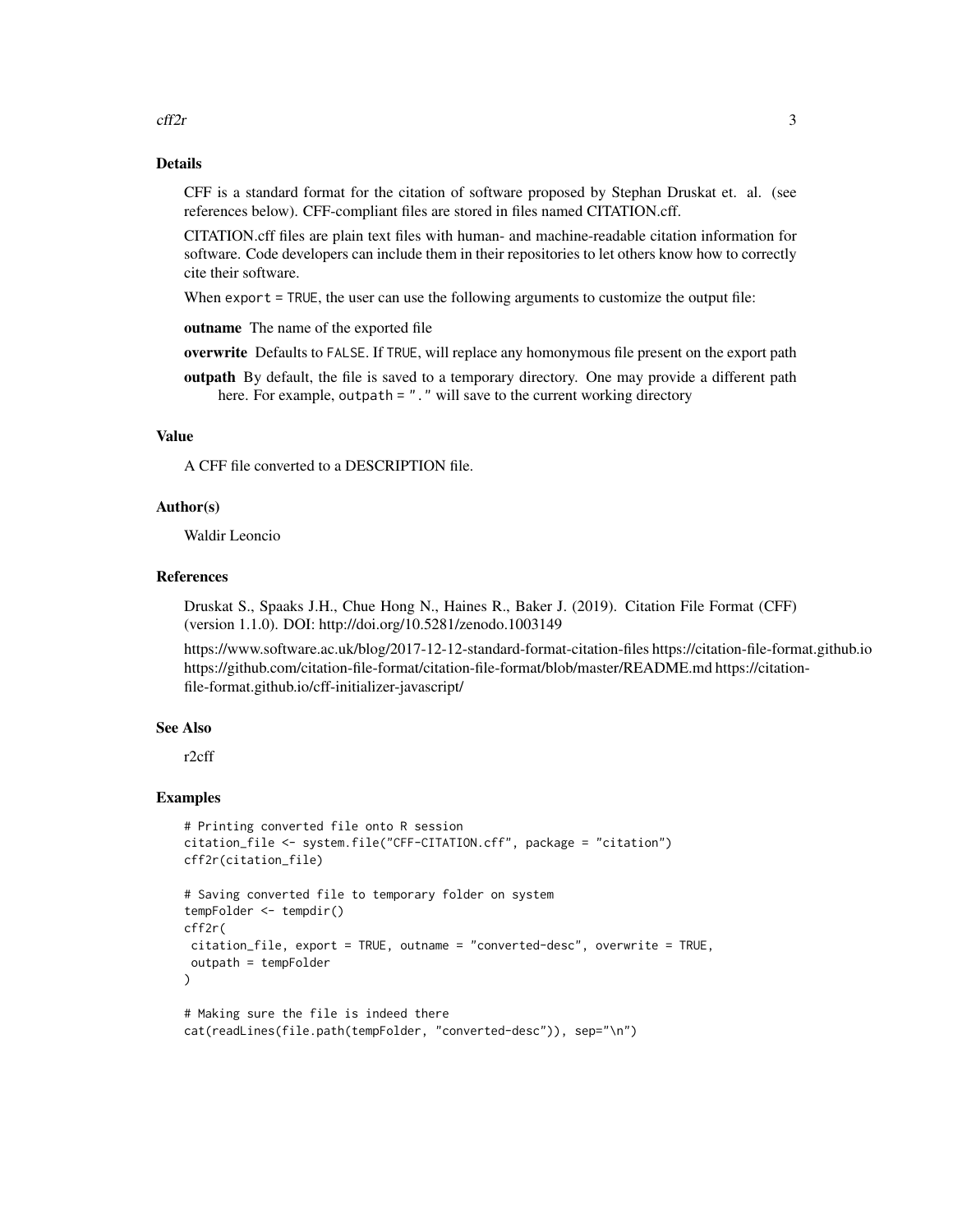## Details

CFF is a standard format for the citation of software proposed by Stephan Druskat et. al. (see references below). CFF-compliant files are stored in files named CITATION.cff.

CITATION.cff files are plain text files with human- and machine-readable citation information for software. Code developers can include them in their repositories to let others know how to correctly cite their software.

When `export = TRUE`, the user can use the following arguments to customize the output file:

**outname** The name of the exported file

**overwrite** Defaults to `FALSE`. If `TRUE`, will replace any homonymous file present on the export path

**outpath** By default, the file is saved to a temporary directory. One may provide a different path here. For example, `outpath = "."` will save to the current working directory

## Value

A CFF file converted to a DESCRIPTION file.

## Author(s)

Waldir Leoncio

## References

Druskat S., Spaaks J.H., Chue Hong N., Haines R., Baker J. (2019). Citation File Format (CFF) (version 1.1.0). DOI: http://doi.org/10.5281/zenodo.1003149

https://www.software.ac.uk/blog/2017-12-12-standard-format-citation-files https://citation-file-format.github.io https://github.com/citation-file-format/citation-file-format/blob/master/README.md https://citation-file-format.github.io/cff-initializer-javascript/

## See Also

r2cff

## Examples

```
# Printing converted file onto R session
citation_file <- system.file("CFF-CITATION.cff", package = "citation")
cff2r(citation_file)

# Saving converted file to temporary folder on system
tempFolder <- tempdir()
cff2r(
 citation_file, export = TRUE, outname = "converted-desc", overwrite = TRUE,
 outpath = tempFolder
)

# Making sure the file is indeed there
cat(readLines(file.path(tempFolder, "converted-desc")), sep="\n")
```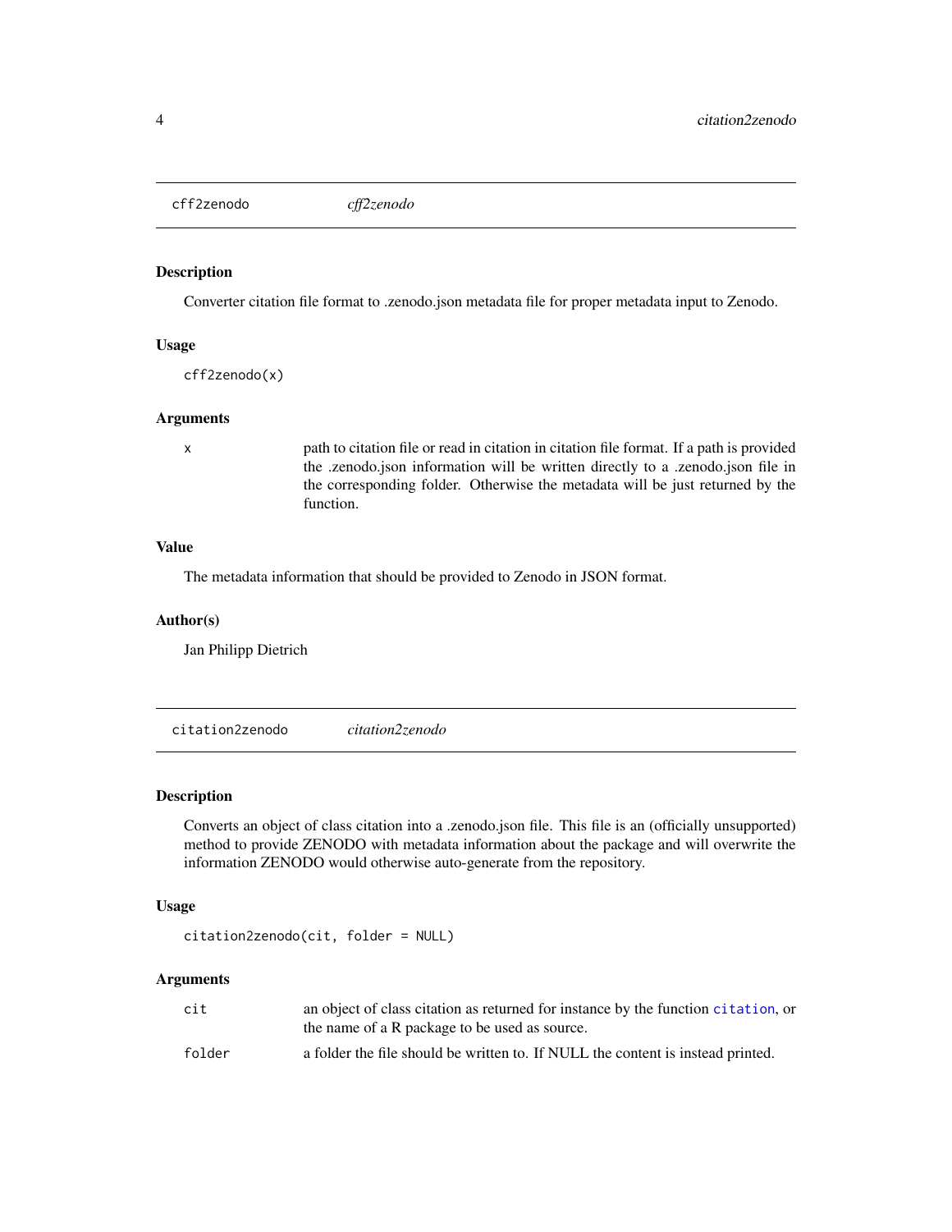## cff2zenodo *cff2zenodo*

### Description

Converter citation file format to .zenodo.json metadata file for proper metadata input to Zenodo.

### Usage

```
cff2zenodo(x)
```

### Arguments

| | |
|---|---|
| x | path to citation file or read in citation in citation file format. If a path is provided the .zenodo.json information will be written directly to a .zenodo.json file in the corresponding folder. Otherwise the metadata will be just returned by the function. |

### Value

The metadata information that should be provided to Zenodo in JSON format.

### Author(s)

Jan Philipp Dietrich

## citation2zenodo *citation2zenodo*

### Description

Converts an object of class citation into a .zenodo.json file. This file is an (officially unsupported) method to provide ZENODO with metadata information about the package and will overwrite the information ZENODO would otherwise auto-generate from the repository.

### Usage

```
citation2zenodo(cit, folder = NULL)
```

### Arguments

| | |
|---|---|
| cit | an object of class citation as returned for instance by the function `citation`, or the name of a R package to be used as source. |
| folder | a folder the file should be written to. If NULL the content is instead printed. |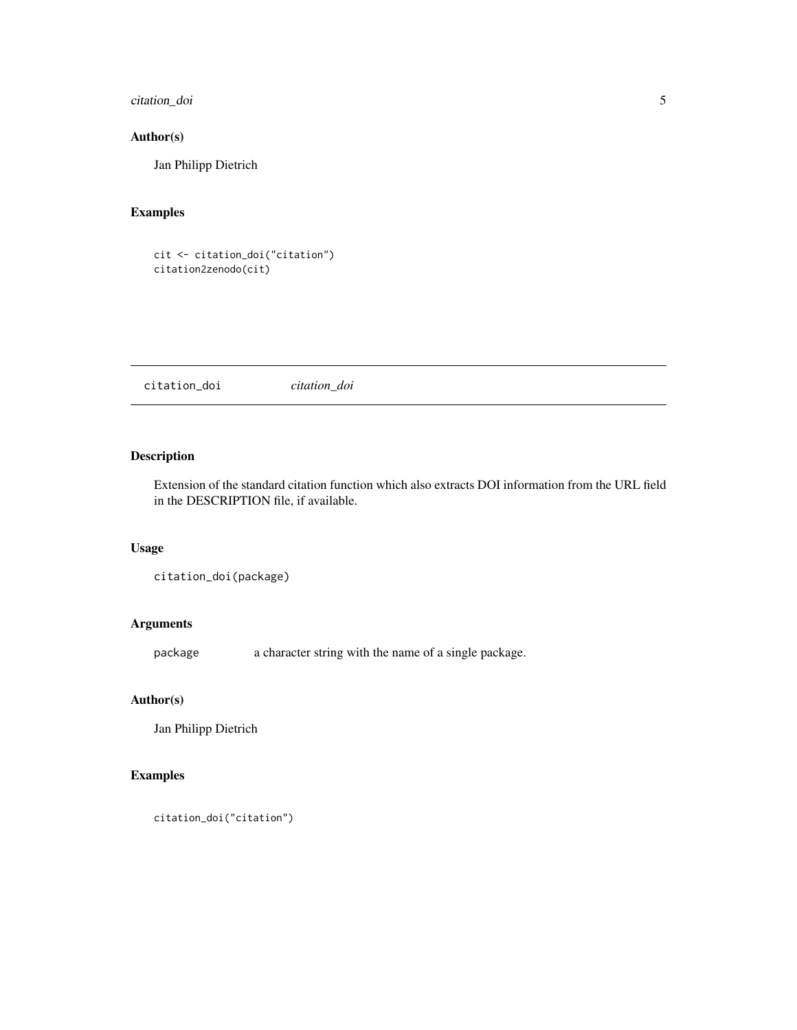## Author(s)

Jan Philipp Dietrich

## Examples

```
cit <- citation_doi("citation")
citation2zenodo(cit)
```

---

# citation_doi *citation_doi*

---

## Description

Extension of the standard citation function which also extracts DOI information from the URL field in the DESCRIPTION file, if available.

## Usage

```
citation_doi(package)
```

## Arguments

| | |
|---|---|
| `package` | a character string with the name of a single package. |

## Author(s)

Jan Philipp Dietrich

## Examples

```
citation_doi("citation")
```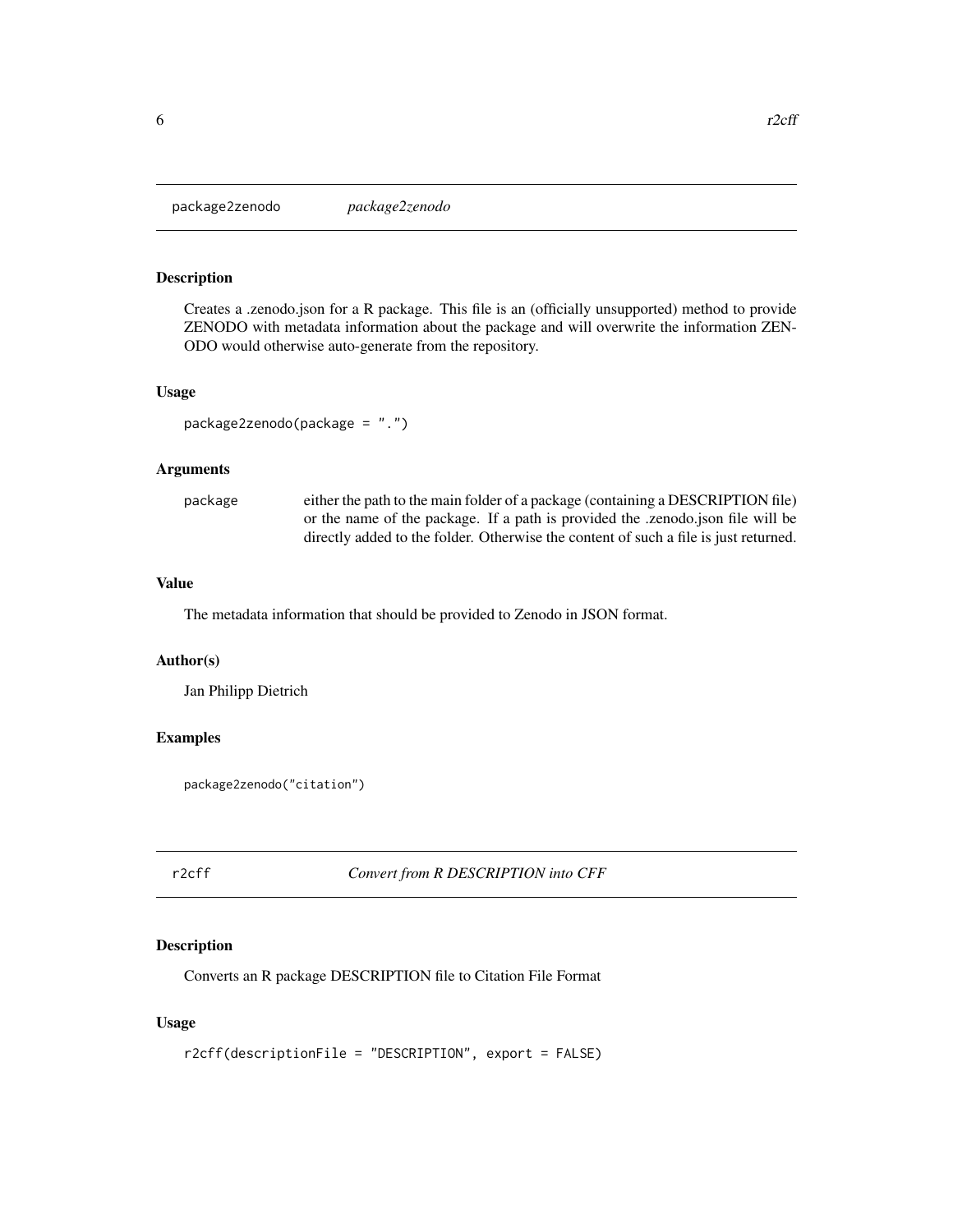## package2zenodo *package2zenodo*

### Description

Creates a .zenodo.json for a R package. This file is an (officially unsupported) method to provide ZENODO with metadata information about the package and will overwrite the information ZENODO would otherwise auto-generate from the repository.

### Usage

```
package2zenodo(package = ".")
```

### Arguments

| | |
|---|---|
| package | either the path to the main folder of a package (containing a DESCRIPTION file) or the name of the package. If a path is provided the .zenodo.json file will be directly added to the folder. Otherwise the content of such a file is just returned. |

### Value

The metadata information that should be provided to Zenodo in JSON format.

### Author(s)

Jan Philipp Dietrich

### Examples

```
package2zenodo("citation")
```

## r2cff *Convert from R DESCRIPTION into CFF*

### Description

Converts an R package DESCRIPTION file to Citation File Format

### Usage

```
r2cff(descriptionFile = "DESCRIPTION", export = FALSE)
```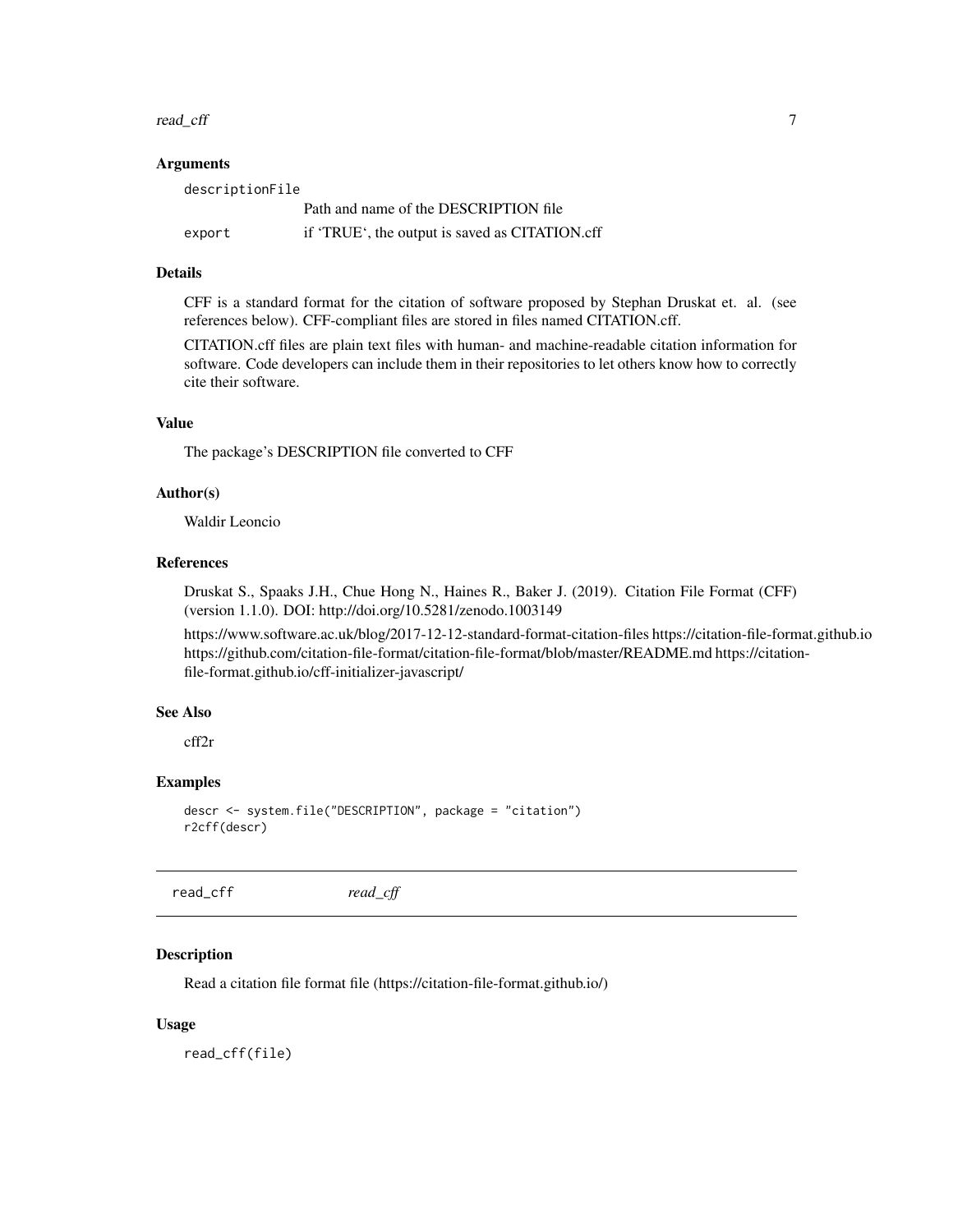### Arguments

`descriptionFile`
: Path and name of the DESCRIPTION file

`export`
: if 'TRUE', the output is saved as CITATION.cff

### Details

CFF is a standard format for the citation of software proposed by Stephan Druskat et. al. (see references below). CFF-compliant files are stored in files named CITATION.cff.

CITATION.cff files are plain text files with human- and machine-readable citation information for software. Code developers can include them in their repositories to let others know how to correctly cite their software.

### Value

The package's DESCRIPTION file converted to CFF

### Author(s)

Waldir Leoncio

### References

Druskat S., Spaaks J.H., Chue Hong N., Haines R., Baker J. (2019). Citation File Format (CFF) (version 1.1.0). DOI: http://doi.org/10.5281/zenodo.1003149

https://www.software.ac.uk/blog/2017-12-12-standard-format-citation-files https://citation-file-format.github.io https://github.com/citation-file-format/citation-file-format/blob/master/README.md https://citation-file-format.github.io/cff-initializer-javascript/

### See Also

cff2r

### Examples

```
descr <- system.file("DESCRIPTION", package = "citation")
r2cff(descr)
```

---

## read_cff *read_cff*

### Description

Read a citation file format file (https://citation-file-format.github.io/)

### Usage

```
read_cff(file)
```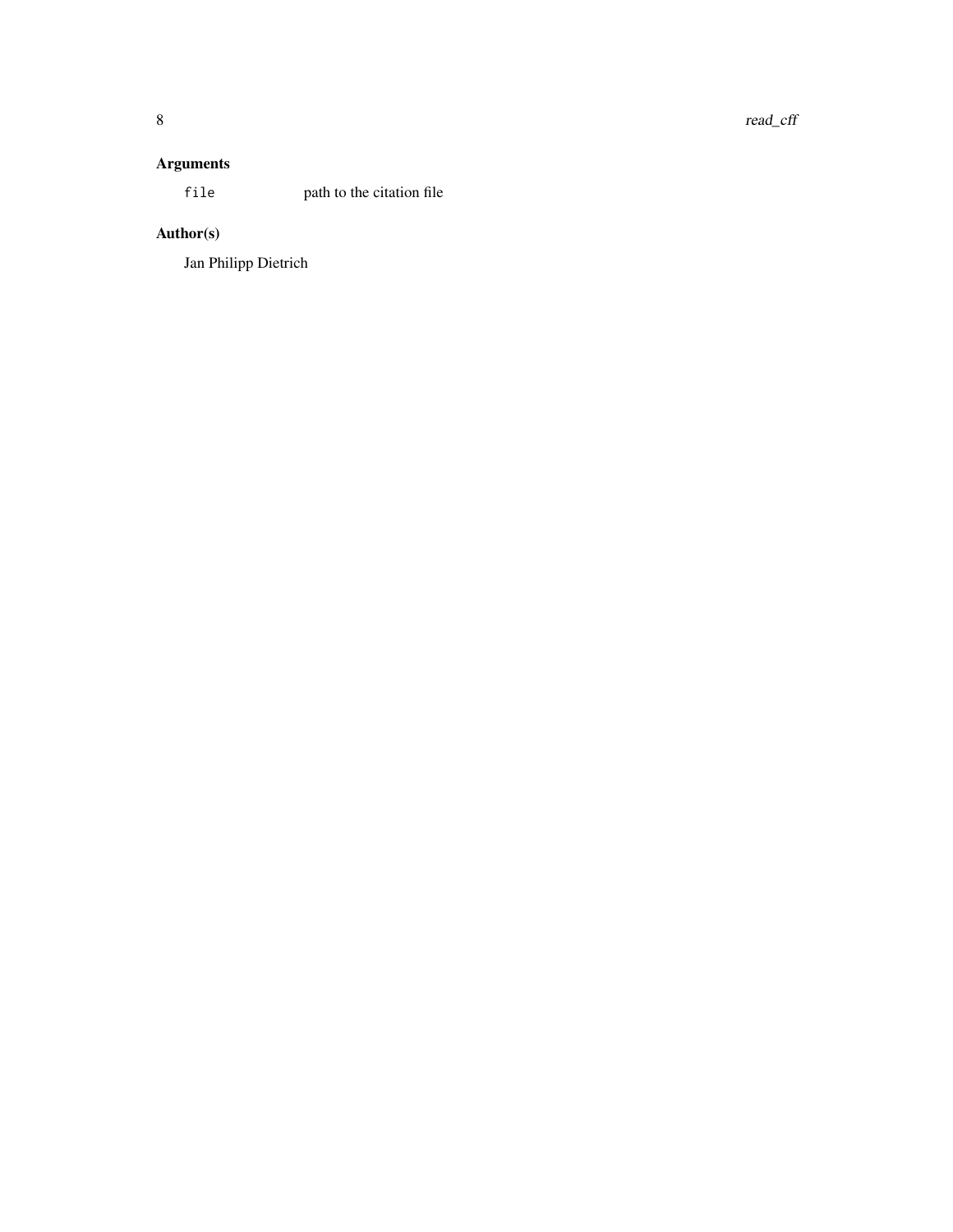## Arguments

| | |
|---|---|
| `file` | path to the citation file |

## Author(s)

Jan Philipp Dietrich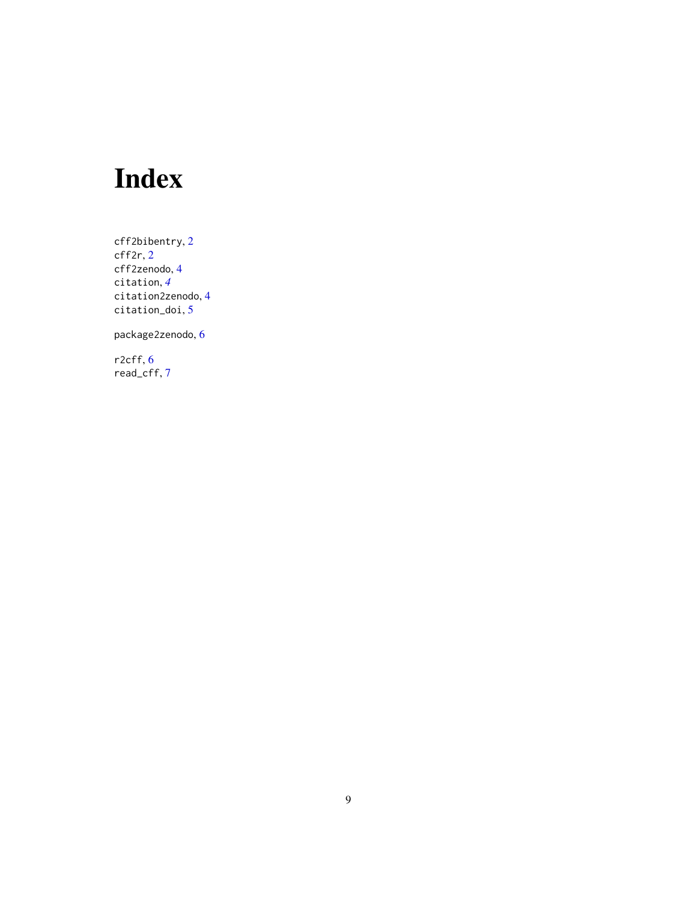# Index

cff2bibentry, 2
cff2r, 2
cff2zenodo, 4
citation, *4*
citation2zenodo, 4
citation_doi, 5

package2zenodo, 6

r2cff, 6
read_cff, 7